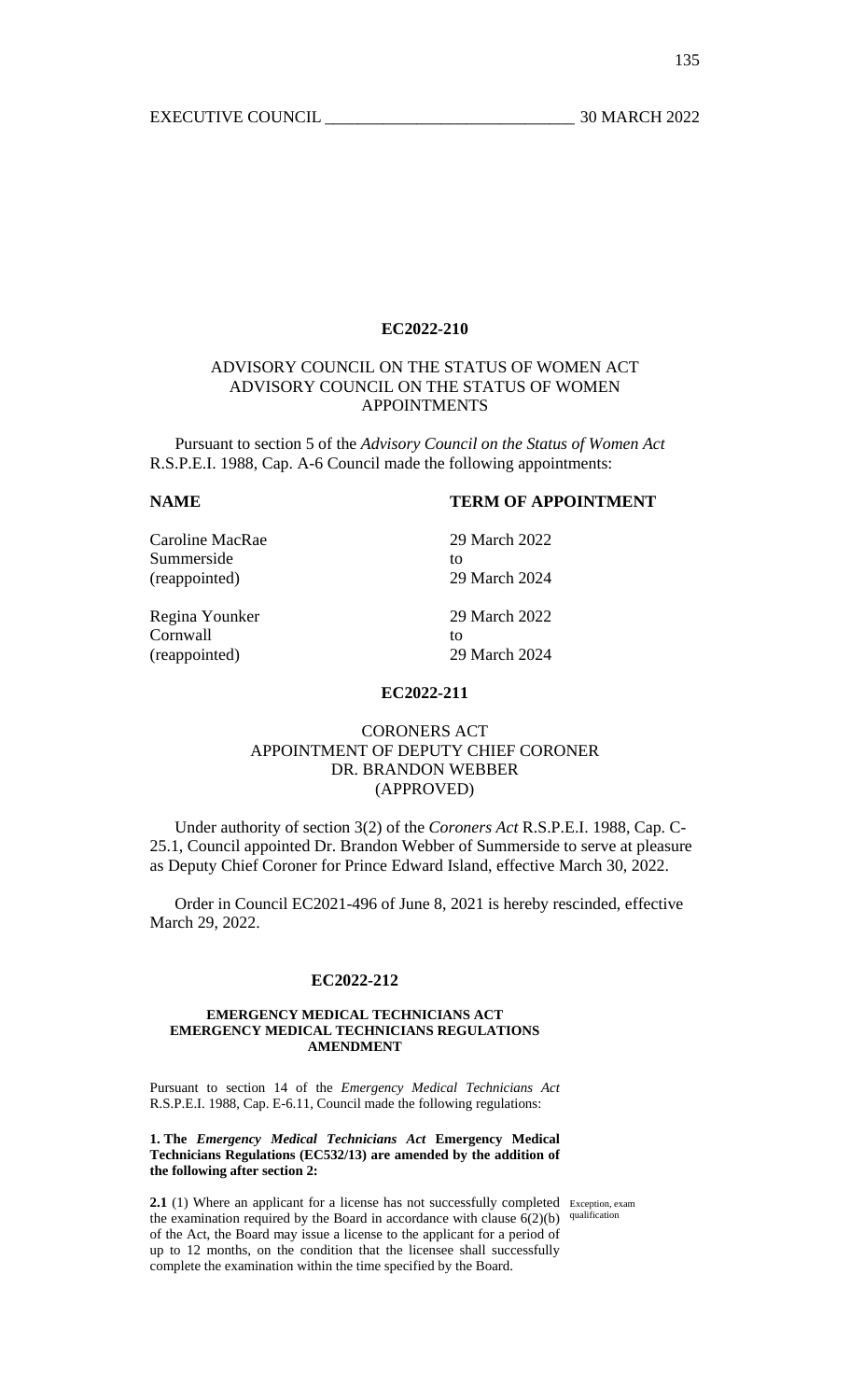## EC2022-210

### ADVISORY COUNCIL ON THE STATUS OF WOMEN ACT
### ADVISORY COUNCIL ON THE STATUS OF WOMEN
### APPOINTMENTS

Pursuant to section 5 of the *Advisory Council on the Status of Women Act* R.S.P.E.I. 1988, Cap. A-6 Council made the following appointments:

| NAME | TERM OF APPOINTMENT |
| --- | --- |
| Caroline MacRae<br>Summerside<br>(reappointed) | 29 March 2022<br>to<br>29 March 2024 |
| Regina Younker<br>Cornwall<br>(reappointed) | 29 March 2022<br>to<br>29 March 2024 |

## EC2022-211

### CORONERS ACT
### APPOINTMENT OF DEPUTY CHIEF CORONER
### DR. BRANDON WEBBER
### (APPROVED)

Under authority of section 3(2) of the *Coroners Act* R.S.P.E.I. 1988, Cap. C-25.1, Council appointed Dr. Brandon Webber of Summerside to serve at pleasure as Deputy Chief Coroner for Prince Edward Island, effective March 30, 2022.

Order in Council EC2021-496 of June 8, 2021 is hereby rescinded, effective March 29, 2022.

## EC2022-212

### EMERGENCY MEDICAL TECHNICIANS ACT
### EMERGENCY MEDICAL TECHNICIANS REGULATIONS
### AMENDMENT

Pursuant to section 14 of the *Emergency Medical Technicians Act* R.S.P.E.I. 1988, Cap. E-6.11, Council made the following regulations:

**1. The *Emergency Medical Technicians Act* Emergency Medical Technicians Regulations (EC532/13) are amended by the addition of the following after section 2:**

*Exception, exam qualification*

**2.1** (1) Where an applicant for a license has not successfully completed the examination required by the Board in accordance with clause 6(2)(b) of the Act, the Board may issue a license to the applicant for a period of up to 12 months, on the condition that the licensee shall successfully complete the examination within the time specified by the Board.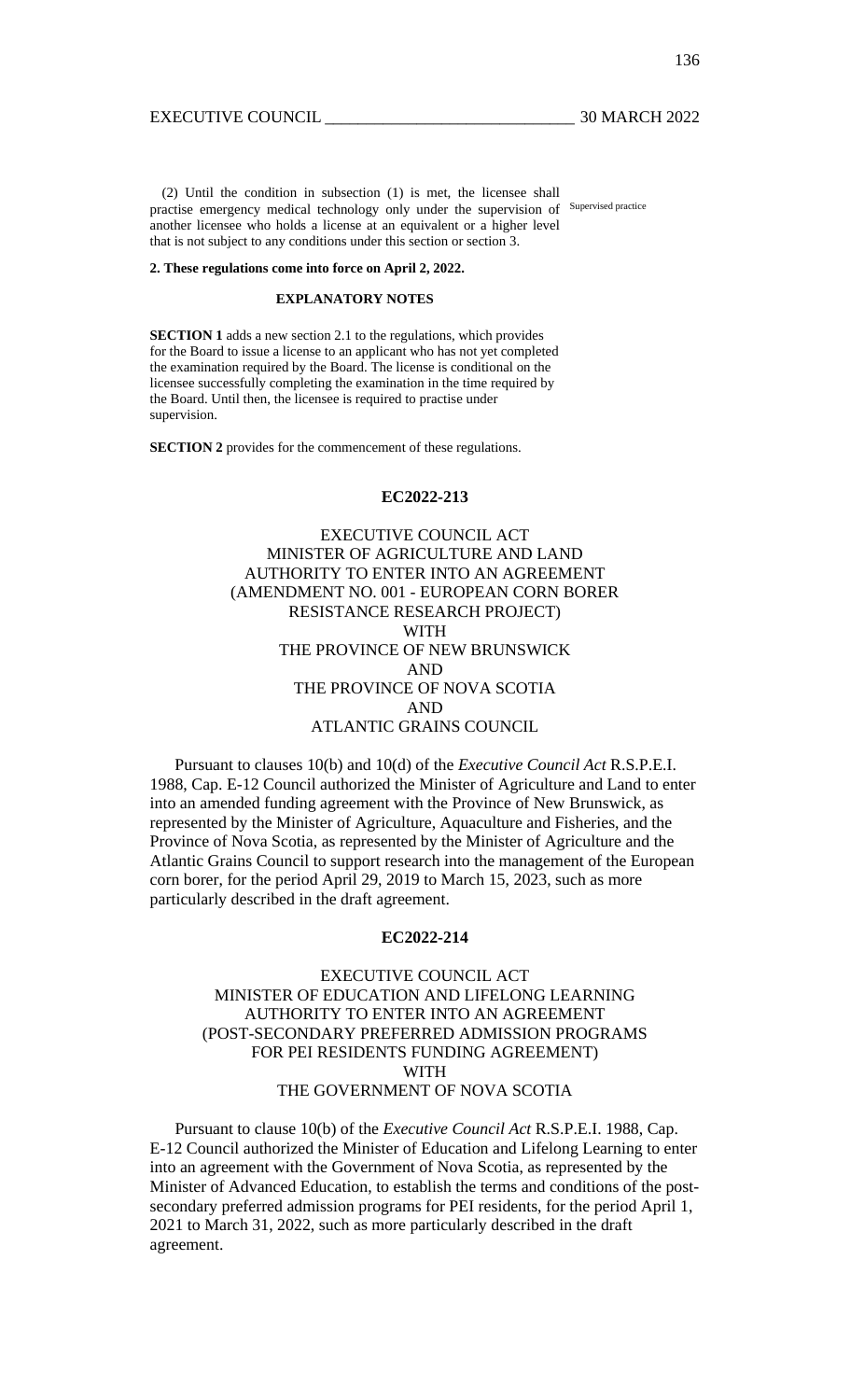(2) Until the condition in subsection (1) is met, the licensee shall practise emergency medical technology only under the supervision of another licensee who holds a license at an equivalent or a higher level that is not subject to any conditions under this section or section 3.

Supervised practice

**2. These regulations come into force on April 2, 2022.**

**EXPLANATORY NOTES**

**SECTION 1** adds a new section 2.1 to the regulations, which provides for the Board to issue a license to an applicant who has not yet completed the examination required by the Board. The license is conditional on the licensee successfully completing the examination in the time required by the Board. Until then, the licensee is required to practise under supervision.

**SECTION 2** provides for the commencement of these regulations.

**EC2022-213**

EXECUTIVE COUNCIL ACT
MINISTER OF AGRICULTURE AND LAND
AUTHORITY TO ENTER INTO AN AGREEMENT
(AMENDMENT NO. 001 - EUROPEAN CORN BORER RESISTANCE RESEARCH PROJECT)
WITH
THE PROVINCE OF NEW BRUNSWICK
AND
THE PROVINCE OF NOVA SCOTIA
AND
ATLANTIC GRAINS COUNCIL

Pursuant to clauses 10(b) and 10(d) of the *Executive Council Act* R.S.P.E.I. 1988, Cap. E-12 Council authorized the Minister of Agriculture and Land to enter into an amended funding agreement with the Province of New Brunswick, as represented by the Minister of Agriculture, Aquaculture and Fisheries, and the Province of Nova Scotia, as represented by the Minister of Agriculture and the Atlantic Grains Council to support research into the management of the European corn borer, for the period April 29, 2019 to March 15, 2023, such as more particularly described in the draft agreement.

**EC2022-214**

EXECUTIVE COUNCIL ACT
MINISTER OF EDUCATION AND LIFELONG LEARNING
AUTHORITY TO ENTER INTO AN AGREEMENT
(POST-SECONDARY PREFERRED ADMISSION PROGRAMS FOR PEI RESIDENTS FUNDING AGREEMENT)
WITH
THE GOVERNMENT OF NOVA SCOTIA

Pursuant to clause 10(b) of the *Executive Council Act* R.S.P.E.I. 1988, Cap. E-12 Council authorized the Minister of Education and Lifelong Learning to enter into an agreement with the Government of Nova Scotia, as represented by the Minister of Advanced Education, to establish the terms and conditions of the post-secondary preferred admission programs for PEI residents, for the period April 1, 2021 to March 31, 2022, such as more particularly described in the draft agreement.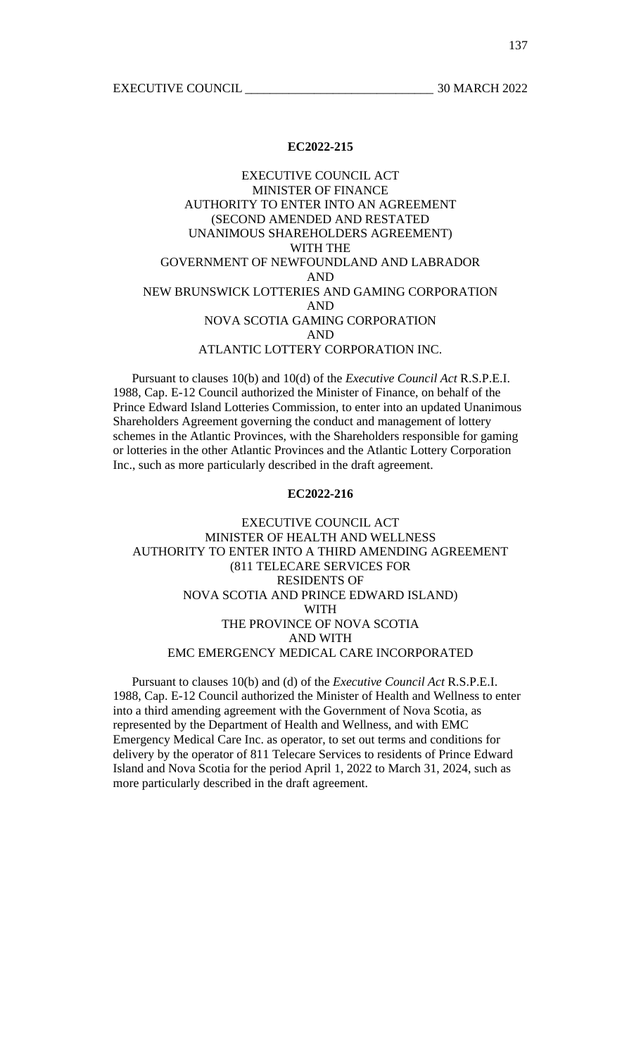## EC2022-215

**EXECUTIVE COUNCIL ACT**
**MINISTER OF FINANCE**
**AUTHORITY TO ENTER INTO AN AGREEMENT**
**(SECOND AMENDED AND RESTATED**
**UNANIMOUS SHAREHOLDERS AGREEMENT)**
**WITH THE**
**GOVERNMENT OF NEWFOUNDLAND AND LABRADOR**
**AND**
**NEW BRUNSWICK LOTTERIES AND GAMING CORPORATION**
**AND**
**NOVA SCOTIA GAMING CORPORATION**
**AND**
**ATLANTIC LOTTERY CORPORATION INC.**

Pursuant to clauses 10(b) and 10(d) of the *Executive Council Act* R.S.P.E.I. 1988, Cap. E-12 Council authorized the Minister of Finance, on behalf of the Prince Edward Island Lotteries Commission, to enter into an updated Unanimous Shareholders Agreement governing the conduct and management of lottery schemes in the Atlantic Provinces, with the Shareholders responsible for gaming or lotteries in the other Atlantic Provinces and the Atlantic Lottery Corporation Inc., such as more particularly described in the draft agreement.

## EC2022-216

**EXECUTIVE COUNCIL ACT**
**MINISTER OF HEALTH AND WELLNESS**
**AUTHORITY TO ENTER INTO A THIRD AMENDING AGREEMENT**
**(811 TELECARE SERVICES FOR**
**RESIDENTS OF**
**NOVA SCOTIA AND PRINCE EDWARD ISLAND)**
**WITH**
**THE PROVINCE OF NOVA SCOTIA**
**AND WITH**
**EMC EMERGENCY MEDICAL CARE INCORPORATED**

Pursuant to clauses 10(b) and (d) of the *Executive Council Act* R.S.P.E.I. 1988, Cap. E-12 Council authorized the Minister of Health and Wellness to enter into a third amending agreement with the Government of Nova Scotia, as represented by the Department of Health and Wellness, and with EMC Emergency Medical Care Inc. as operator, to set out terms and conditions for delivery by the operator of 811 Telecare Services to residents of Prince Edward Island and Nova Scotia for the period April 1, 2022 to March 31, 2024, such as more particularly described in the draft agreement.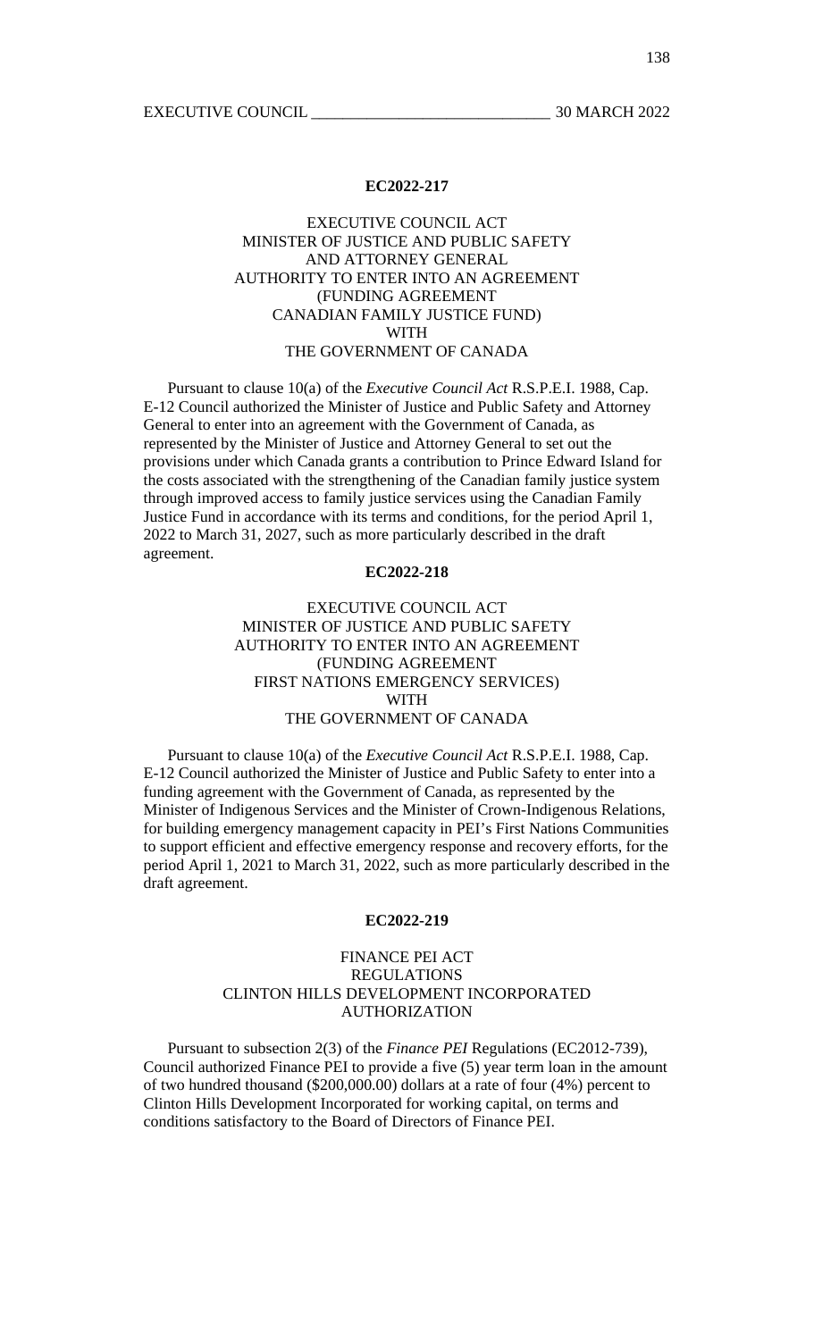**EC2022-217**

EXECUTIVE COUNCIL ACT
MINISTER OF JUSTICE AND PUBLIC SAFETY
AND ATTORNEY GENERAL
AUTHORITY TO ENTER INTO AN AGREEMENT
(FUNDING AGREEMENT
CANADIAN FAMILY JUSTICE FUND)
WITH
THE GOVERNMENT OF CANADA

Pursuant to clause 10(a) of the *Executive Council Act* R.S.P.E.I. 1988, Cap. E-12 Council authorized the Minister of Justice and Public Safety and Attorney General to enter into an agreement with the Government of Canada, as represented by the Minister of Justice and Attorney General to set out the provisions under which Canada grants a contribution to Prince Edward Island for the costs associated with the strengthening of the Canadian family justice system through improved access to family justice services using the Canadian Family Justice Fund in accordance with its terms and conditions, for the period April 1, 2022 to March 31, 2027, such as more particularly described in the draft agreement.

**EC2022-218**

EXECUTIVE COUNCIL ACT
MINISTER OF JUSTICE AND PUBLIC SAFETY
AUTHORITY TO ENTER INTO AN AGREEMENT
(FUNDING AGREEMENT
FIRST NATIONS EMERGENCY SERVICES)
WITH
THE GOVERNMENT OF CANADA

Pursuant to clause 10(a) of the *Executive Council Act* R.S.P.E.I. 1988, Cap. E-12 Council authorized the Minister of Justice and Public Safety to enter into a funding agreement with the Government of Canada, as represented by the Minister of Indigenous Services and the Minister of Crown-Indigenous Relations, for building emergency management capacity in PEI's First Nations Communities to support efficient and effective emergency response and recovery efforts, for the period April 1, 2021 to March 31, 2022, such as more particularly described in the draft agreement.

**EC2022-219**

FINANCE PEI ACT
REGULATIONS
CLINTON HILLS DEVELOPMENT INCORPORATED
AUTHORIZATION

Pursuant to subsection 2(3) of the *Finance PEI* Regulations (EC2012-739), Council authorized Finance PEI to provide a five (5) year term loan in the amount of two hundred thousand ($200,000.00) dollars at a rate of four (4%) percent to Clinton Hills Development Incorporated for working capital, on terms and conditions satisfactory to the Board of Directors of Finance PEI.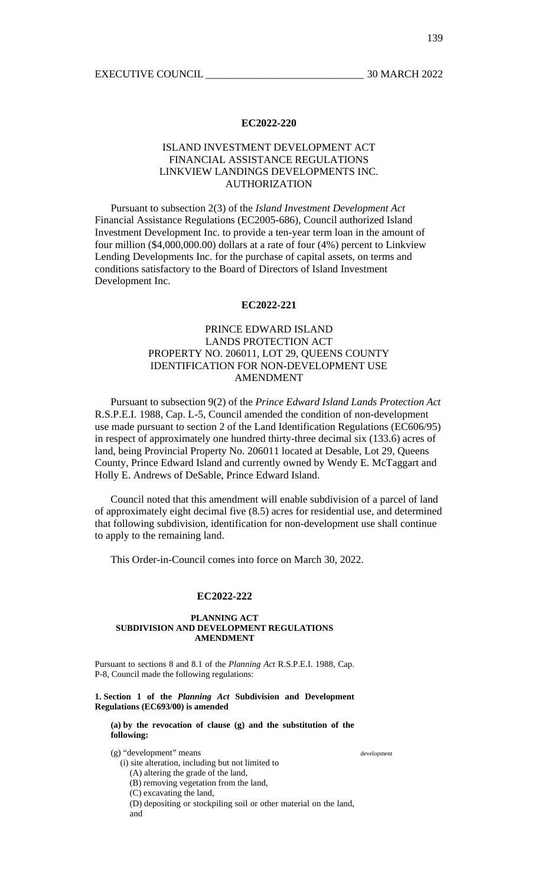**EC2022-220**

ISLAND INVESTMENT DEVELOPMENT ACT
FINANCIAL ASSISTANCE REGULATIONS
LINKVIEW LANDINGS DEVELOPMENTS INC.
AUTHORIZATION

Pursuant to subsection 2(3) of the *Island Investment Development Act* Financial Assistance Regulations (EC2005-686), Council authorized Island Investment Development Inc. to provide a ten-year term loan in the amount of four million ($4,000,000.00) dollars at a rate of four (4%) percent to Linkview Lending Developments Inc. for the purchase of capital assets, on terms and conditions satisfactory to the Board of Directors of Island Investment Development Inc.

**EC2022-221**

PRINCE EDWARD ISLAND
LANDS PROTECTION ACT
PROPERTY NO. 206011, LOT 29, QUEENS COUNTY
IDENTIFICATION FOR NON-DEVELOPMENT USE
AMENDMENT

Pursuant to subsection 9(2) of the *Prince Edward Island Lands Protection Act* R.S.P.E.I. 1988, Cap. L-5, Council amended the condition of non-development use made pursuant to section 2 of the Land Identification Regulations (EC606/95) in respect of approximately one hundred thirty-three decimal six (133.6) acres of land, being Provincial Property No. 206011 located at Desable, Lot 29, Queens County, Prince Edward Island and currently owned by Wendy E. McTaggart and Holly E. Andrews of DeSable, Prince Edward Island.

Council noted that this amendment will enable subdivision of a parcel of land of approximately eight decimal five (8.5) acres for residential use, and determined that following subdivision, identification for non-development use shall continue to apply to the remaining land.

This Order-in-Council comes into force on March 30, 2022.

**EC2022-222**

**PLANNING ACT**
**SUBDIVISION AND DEVELOPMENT REGULATIONS**
**AMENDMENT**

Pursuant to sections 8 and 8.1 of the *Planning Act* R.S.P.E.I. 1988, Cap. P-8, Council made the following regulations:

**1. Section 1 of the *Planning Act* Subdivision and Development Regulations (EC693/00) is amended**

**(a) by the revocation of clause (g) and the substitution of the following:**

(g) "development" means *development*

(i) site alteration, including but not limited to

(A) altering the grade of the land,

(B) removing vegetation from the land,

(C) excavating the land,

(D) depositing or stockpiling soil or other material on the land, and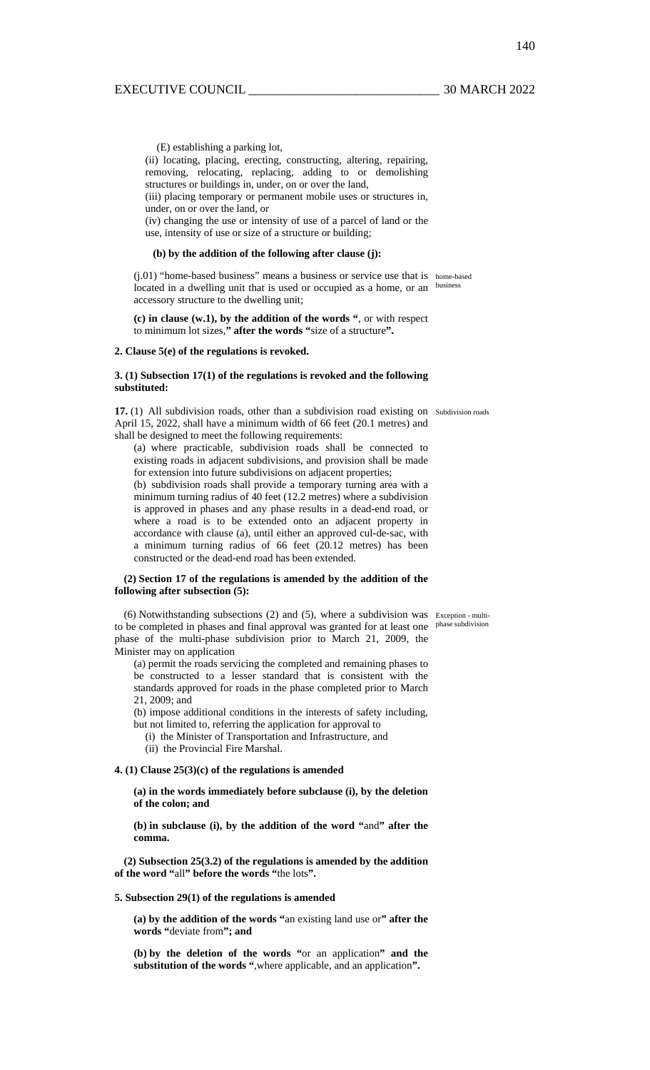(E) establishing a parking lot,

(ii) locating, placing, erecting, constructing, altering, repairing, removing, relocating, replacing, adding to or demolishing structures or buildings in, under, on or over the land,

(iii) placing temporary or permanent mobile uses or structures in, under, on or over the land, or

(iv) changing the use or intensity of use of a parcel of land or the use, intensity of use or size of a structure or building;

**(b) by the addition of the following after clause (j):**

(j.01) "home-based business" means a business or service use that is located in a dwelling unit that is used or occupied as a home, or an accessory structure to the dwelling unit; *home-based business*

**(c) in clause (w.1), by the addition of the words "**, or with respect to minimum lot sizes,**" after the words "**size of a structure**".**

**2. Clause 5(e) of the regulations is revoked.**

**3. (1) Subsection 17(1) of the regulations is revoked and the following substituted:**

**17.** (1) All subdivision roads, other than a subdivision road existing on April 15, 2022, shall have a minimum width of 66 feet (20.1 metres) and shall be designed to meet the following requirements: *Subdivision roads*

(a) where practicable, subdivision roads shall be connected to existing roads in adjacent subdivisions, and provision shall be made for extension into future subdivisions on adjacent properties;

(b) subdivision roads shall provide a temporary turning area with a minimum turning radius of 40 feet (12.2 metres) where a subdivision is approved in phases and any phase results in a dead-end road, or where a road is to be extended onto an adjacent property in accordance with clause (a), until either an approved cul-de-sac, with a minimum turning radius of 66 feet (20.12 metres) has been constructed or the dead-end road has been extended.

**(2) Section 17 of the regulations is amended by the addition of the following after subsection (5):**

(6) Notwithstanding subsections (2) and (5), where a subdivision was to be completed in phases and final approval was granted for at least one phase of the multi-phase subdivision prior to March 21, 2009, the Minister may on application *Exception - multi-phase subdivision*

(a) permit the roads servicing the completed and remaining phases to be constructed to a lesser standard that is consistent with the standards approved for roads in the phase completed prior to March 21, 2009; and

(b) impose additional conditions in the interests of safety including, but not limited to, referring the application for approval to

(i) the Minister of Transportation and Infrastructure, and

(ii) the Provincial Fire Marshal.

**4. (1) Clause 25(3)(c) of the regulations is amended**

**(a) in the words immediately before subclause (i), by the deletion of the colon; and**

**(b) in subclause (i), by the addition of the word "**and**" after the comma.**

**(2) Subsection 25(3.2) of the regulations is amended by the addition of the word "**all**" before the words "**the lots**".**

**5. Subsection 29(1) of the regulations is amended**

**(a) by the addition of the words "**an existing land use or**" after the words "**deviate from**"; and**

**(b) by the deletion of the words "**or an application**" and the substitution of the words "**,where applicable, and an application**".**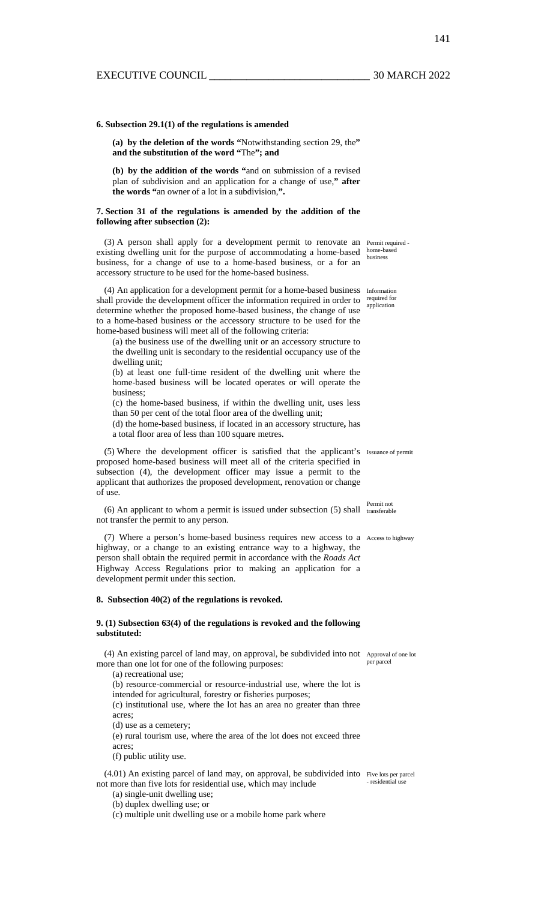**6. Subsection 29.1(1) of the regulations is amended**

**(a) by the deletion of the words "**Notwithstanding section 29, the**" and the substitution of the word "**The**"; and**

**(b) by the addition of the words "**and on submission of a revised plan of subdivision and an application for a change of use,**" after the words "**an owner of a lot in a subdivision,**".**

**7. Section 31 of the regulations is amended by the addition of the following after subsection (2):**

(3) A person shall apply for a development permit to renovate an existing dwelling unit for the purpose of accommodating a home-based business, for a change of use to a home-based business, or a for an accessory structure to be used for the home-based business. *Permit required - home-based business*

(4) An application for a development permit for a home-based business shall provide the development officer the information required in order to determine whether the proposed home-based business, the change of use to a home-based business or the accessory structure to be used for the home-based business will meet all of the following criteria: *Information required for application*

(a) the business use of the dwelling unit or an accessory structure to the dwelling unit is secondary to the residential occupancy use of the dwelling unit;

(b) at least one full-time resident of the dwelling unit where the home-based business will be located operates or will operate the business;

(c) the home-based business, if within the dwelling unit, uses less than 50 per cent of the total floor area of the dwelling unit;

(d) the home-based business, if located in an accessory structure**,** has a total floor area of less than 100 square metres.

(5) Where the development officer is satisfied that the applicant's proposed home-based business will meet all of the criteria specified in subsection (4), the development officer may issue a permit to the applicant that authorizes the proposed development, renovation or change of use. *Issuance of permit*

(6) An applicant to whom a permit is issued under subsection (5) shall not transfer the permit to any person. *Permit not transferable*

(7) Where a person's home-based business requires new access to a highway, or a change to an existing entrance way to a highway, the person shall obtain the required permit in accordance with the *Roads Act* Highway Access Regulations prior to making an application for a development permit under this section. *Access to highway*

**8. Subsection 40(2) of the regulations is revoked.**

**9. (1) Subsection 63(4) of the regulations is revoked and the following substituted:**

(4) An existing parcel of land may, on approval, be subdivided into not more than one lot for one of the following purposes: *Approval of one lot per parcel*

(a) recreational use;

(b) resource-commercial or resource-industrial use, where the lot is intended for agricultural, forestry or fisheries purposes;

(c) institutional use, where the lot has an area no greater than three acres;

(d) use as a cemetery;

(e) rural tourism use, where the area of the lot does not exceed three acres;

(f) public utility use.

(4.01) An existing parcel of land may, on approval, be subdivided into not more than five lots for residential use, which may include *Five lots per parcel - residential use*

(a) single-unit dwelling use;

(b) duplex dwelling use; or

(c) multiple unit dwelling use or a mobile home park where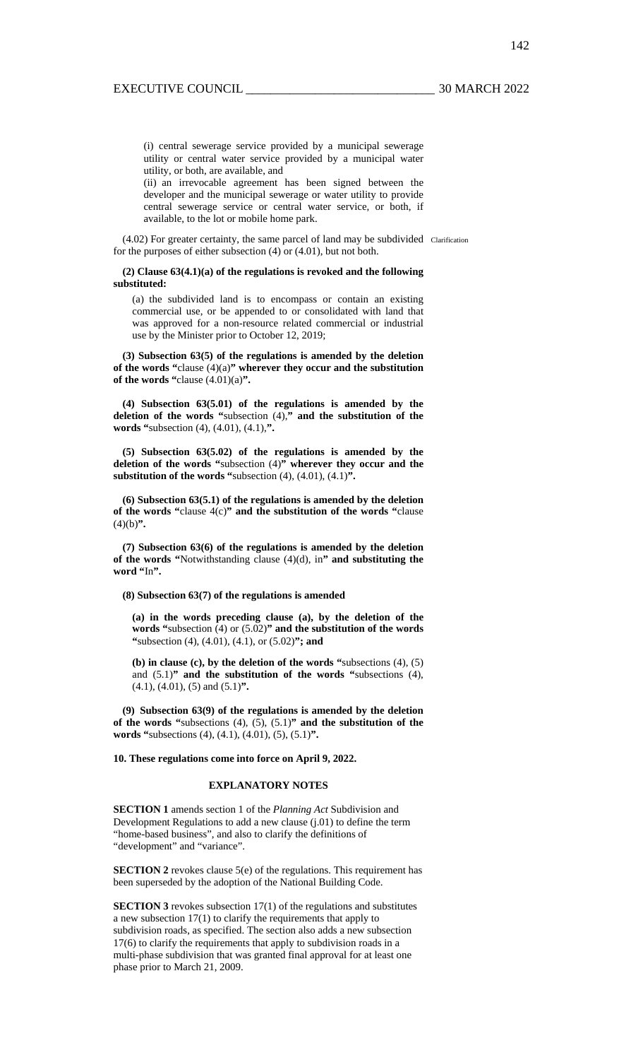(i) central sewerage service provided by a municipal sewerage utility or central water service provided by a municipal water utility, or both, are available, and

(ii) an irrevocable agreement has been signed between the developer and the municipal sewerage or water utility to provide central sewerage service or central water service, or both, if available, to the lot or mobile home park.

(4.02) For greater certainty, the same parcel of land may be subdivided for the purposes of either subsection (4) or (4.01), but not both. Clarification

**(2) Clause 63(4.1)(a) of the regulations is revoked and the following substituted:**

(a) the subdivided land is to encompass or contain an existing commercial use, or be appended to or consolidated with land that was approved for a non-resource related commercial or industrial use by the Minister prior to October 12, 2019;

**(3) Subsection 63(5) of the regulations is amended by the deletion of the words "**clause (4)(a)**" wherever they occur and the substitution of the words "**clause (4.01)(a)**".**

**(4) Subsection 63(5.01) of the regulations is amended by the deletion of the words "**subsection (4),**" and the substitution of the words "**subsection (4), (4.01), (4.1),**".**

**(5) Subsection 63(5.02) of the regulations is amended by the deletion of the words "**subsection (4)**" wherever they occur and the substitution of the words "**subsection (4), (4.01), (4.1)**".**

**(6) Subsection 63(5.1) of the regulations is amended by the deletion of the words "**clause 4(c)**" and the substitution of the words "**clause (4)(b)**".**

**(7) Subsection 63(6) of the regulations is amended by the deletion of the words "**Notwithstanding clause (4)(d), in**" and substituting the word "**In**".**

**(8) Subsection 63(7) of the regulations is amended**

**(a) in the words preceding clause (a), by the deletion of the words "**subsection (4) or (5.02)**" and the substitution of the words "**subsection (4), (4.01), (4.1), or (5.02)**"; and**

**(b) in clause (c), by the deletion of the words "**subsections (4), (5) and (5.1)**" and the substitution of the words "**subsections (4), (4.1), (4.01), (5) and (5.1)**".**

**(9) Subsection 63(9) of the regulations is amended by the deletion of the words "**subsections (4), (5), (5.1)**" and the substitution of the words "**subsections (4), (4.1), (4.01), (5), (5.1)**".**

**10. These regulations come into force on April 9, 2022.**

## EXPLANATORY NOTES

**SECTION 1** amends section 1 of the *Planning Act* Subdivision and Development Regulations to add a new clause (j.01) to define the term "home-based business", and also to clarify the definitions of "development" and "variance".

**SECTION 2** revokes clause 5(e) of the regulations. This requirement has been superseded by the adoption of the National Building Code.

**SECTION 3** revokes subsection 17(1) of the regulations and substitutes a new subsection 17(1) to clarify the requirements that apply to subdivision roads, as specified. The section also adds a new subsection 17(6) to clarify the requirements that apply to subdivision roads in a multi-phase subdivision that was granted final approval for at least one phase prior to March 21, 2009.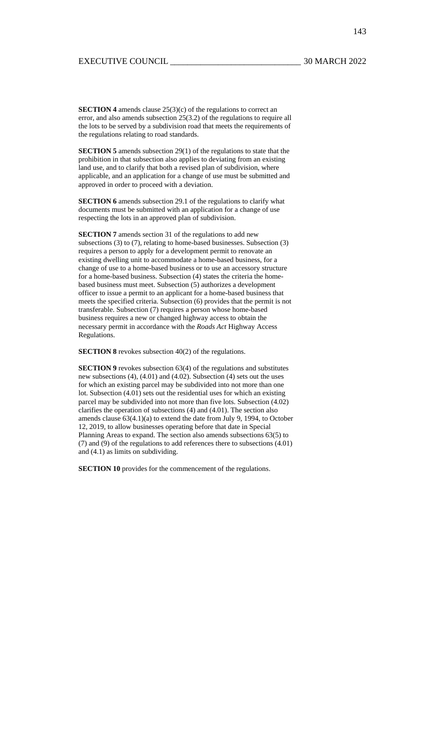**SECTION 4** amends clause 25(3)(c) of the regulations to correct an error, and also amends subsection 25(3.2) of the regulations to require all the lots to be served by a subdivision road that meets the requirements of the regulations relating to road standards.

**SECTION 5** amends subsection 29(1) of the regulations to state that the prohibition in that subsection also applies to deviating from an existing land use, and to clarify that both a revised plan of subdivision, where applicable, and an application for a change of use must be submitted and approved in order to proceed with a deviation.

**SECTION 6** amends subsection 29.1 of the regulations to clarify what documents must be submitted with an application for a change of use respecting the lots in an approved plan of subdivision.

**SECTION 7** amends section 31 of the regulations to add new subsections (3) to (7), relating to home-based businesses. Subsection (3) requires a person to apply for a development permit to renovate an existing dwelling unit to accommodate a home-based business, for a change of use to a home-based business or to use an accessory structure for a home-based business. Subsection (4) states the criteria the home-based business must meet. Subsection (5) authorizes a development officer to issue a permit to an applicant for a home-based business that meets the specified criteria. Subsection (6) provides that the permit is not transferable. Subsection (7) requires a person whose home-based business requires a new or changed highway access to obtain the necessary permit in accordance with the *Roads Act* Highway Access Regulations.

**SECTION 8** revokes subsection 40(2) of the regulations.

**SECTION 9** revokes subsection 63(4) of the regulations and substitutes new subsections (4), (4.01) and (4.02). Subsection (4) sets out the uses for which an existing parcel may be subdivided into not more than one lot. Subsection (4.01) sets out the residential uses for which an existing parcel may be subdivided into not more than five lots. Subsection (4.02) clarifies the operation of subsections (4) and (4.01). The section also amends clause 63(4.1)(a) to extend the date from July 9, 1994, to October 12, 2019, to allow businesses operating before that date in Special Planning Areas to expand. The section also amends subsections 63(5) to (7) and (9) of the regulations to add references there to subsections (4.01) and (4.1) as limits on subdividing.

**SECTION 10** provides for the commencement of the regulations.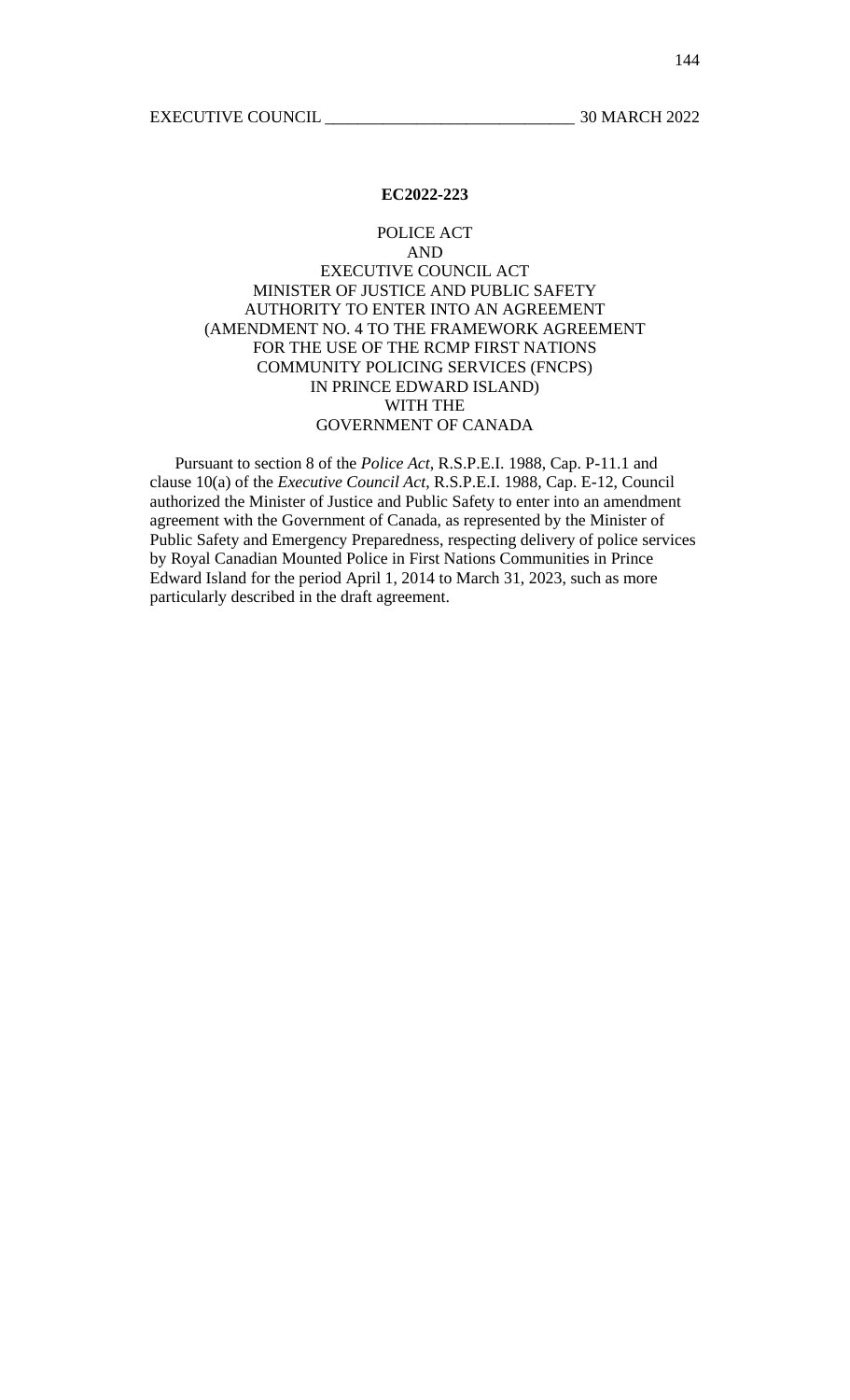**EC2022-223**

POLICE ACT
AND
EXECUTIVE COUNCIL ACT
MINISTER OF JUSTICE AND PUBLIC SAFETY
AUTHORITY TO ENTER INTO AN AGREEMENT
(AMENDMENT NO. 4 TO THE FRAMEWORK AGREEMENT
FOR THE USE OF THE RCMP FIRST NATIONS
COMMUNITY POLICING SERVICES (FNCPS)
IN PRINCE EDWARD ISLAND)
WITH THE
GOVERNMENT OF CANADA

Pursuant to section 8 of the *Police Act*, R.S.P.E.I. 1988, Cap. P-11.1 and clause 10(a) of the *Executive Council Act*, R.S.P.E.I. 1988, Cap. E-12, Council authorized the Minister of Justice and Public Safety to enter into an amendment agreement with the Government of Canada, as represented by the Minister of Public Safety and Emergency Preparedness, respecting delivery of police services by Royal Canadian Mounted Police in First Nations Communities in Prince Edward Island for the period April 1, 2014 to March 31, 2023, such as more particularly described in the draft agreement.